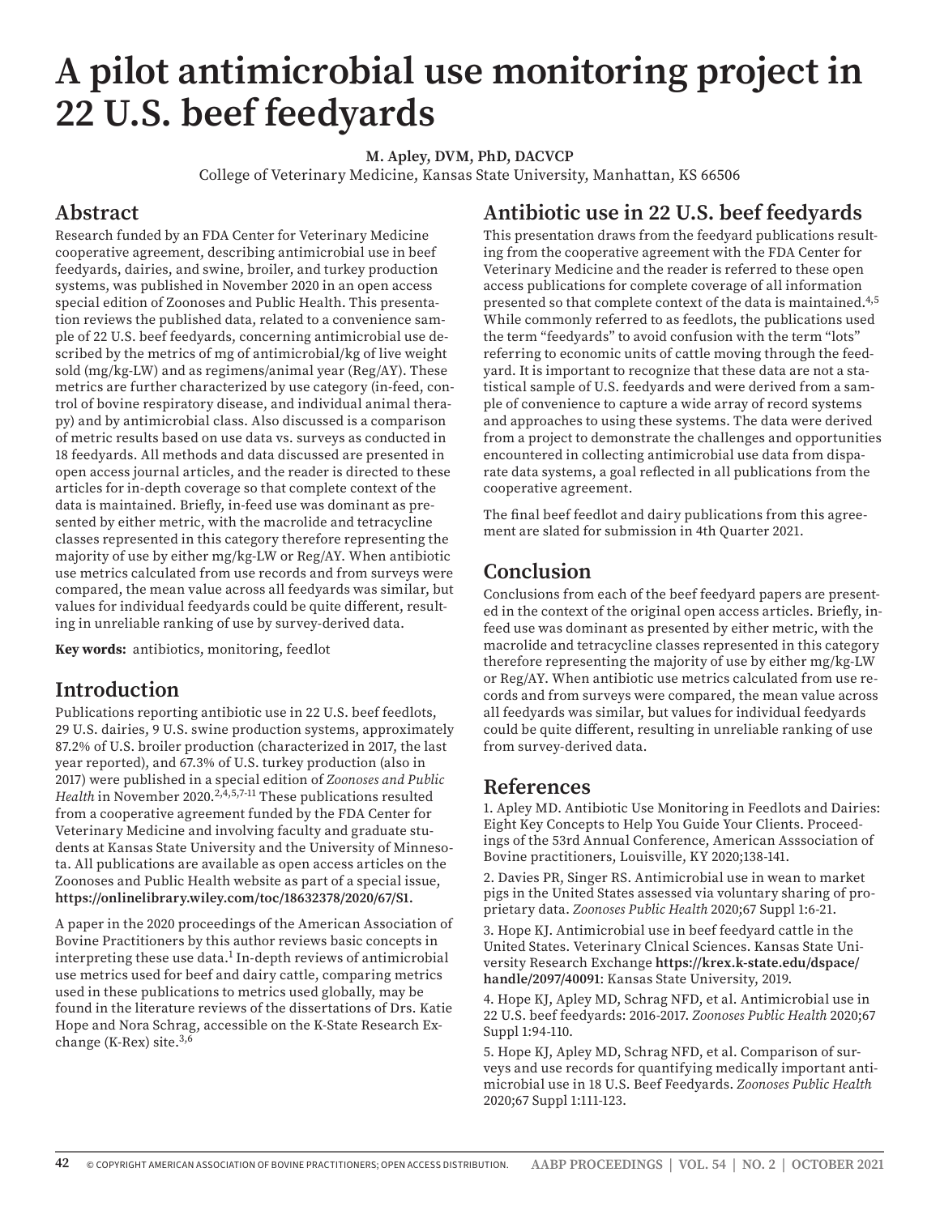# A pilot antimicrobial use monitoring project in 22 U.S. beef feedyards

**M. Apley, DVM, PhD, DACVCP**
College of Veterinary Medicine, Kansas State University, Manhattan, KS 66506

## Abstract

Research funded by an FDA Center for Veterinary Medicine cooperative agreement, describing antimicrobial use in beef feedyards, dairies, and swine, broiler, and turkey production systems, was published in November 2020 in an open access special edition of Zoonoses and Public Health. This presentation reviews the published data, related to a convenience sample of 22 U.S. beef feedyards, concerning antimicrobial use described by the metrics of mg of antimicrobial/kg of live weight sold (mg/kg-LW) and as regimens/animal year (Reg/AY). These metrics are further characterized by use category (in-feed, control of bovine respiratory disease, and individual animal therapy) and by antimicrobial class. Also discussed is a comparison of metric results based on use data vs. surveys as conducted in 18 feedyards. All methods and data discussed are presented in open access journal articles, and the reader is directed to these articles for in-depth coverage so that complete context of the data is maintained. Briefly, in-feed use was dominant as presented by either metric, with the macrolide and tetracycline classes represented in this category therefore representing the majority of use by either mg/kg-LW or Reg/AY. When antibiotic use metrics calculated from use records and from surveys were compared, the mean value across all feedyards was similar, but values for individual feedyards could be quite different, resulting in unreliable ranking of use by survey-derived data.

**Key words:** antibiotics, monitoring, feedlot

## Introduction

Publications reporting antibiotic use in 22 U.S. beef feedlots, 29 U.S. dairies, 9 U.S. swine production systems, approximately 87.2% of U.S. broiler production (characterized in 2017, the last year reported), and 67.3% of U.S. turkey production (also in 2017) were published in a special edition of *Zoonoses and Public Health* in November 2020.[2,4,5,7-11] These publications resulted from a cooperative agreement funded by the FDA Center for Veterinary Medicine and involving faculty and graduate students at Kansas State University and the University of Minnesota. All publications are available as open access articles on the Zoonoses and Public Health website as part of a special issue, **https://onlinelibrary.wiley.com/toc/18632378/2020/67/S1.**

A paper in the 2020 proceedings of the American Association of Bovine Practitioners by this author reviews basic concepts in interpreting these use data.[1] In-depth reviews of antimicrobial use metrics used for beef and dairy cattle, comparing metrics used in these publications to metrics used globally, may be found in the literature reviews of the dissertations of Drs. Katie Hope and Nora Schrag, accessible on the K-State Research Exchange (K-Rex) site.[3,6]

## Antibiotic use in 22 U.S. beef feedyards

This presentation draws from the feedyard publications resulting from the cooperative agreement with the FDA Center for Veterinary Medicine and the reader is referred to these open access publications for complete coverage of all information presented so that complete context of the data is maintained.[4,5] While commonly referred to as feedlots, the publications used the term "feedyards" to avoid confusion with the term "lots" referring to economic units of cattle moving through the feedyard. It is important to recognize that these data are not a statistical sample of U.S. feedyards and were derived from a sample of convenience to capture a wide array of record systems and approaches to using these systems. The data were derived from a project to demonstrate the challenges and opportunities encountered in collecting antimicrobial use data from disparate data systems, a goal reflected in all publications from the cooperative agreement.

The final beef feedlot and dairy publications from this agreement are slated for submission in 4th Quarter 2021.

## Conclusion

Conclusions from each of the beef feedyard papers are presented in the context of the original open access articles. Briefly, in-feed use was dominant as presented by either metric, with the macrolide and tetracycline classes represented in this category therefore representing the majority of use by either mg/kg-LW or Reg/AY. When antibiotic use metrics calculated from use records and from surveys were compared, the mean value across all feedyards was similar, but values for individual feedyards could be quite different, resulting in unreliable ranking of use from survey-derived data.

## References

1. Apley MD. Antibiotic Use Monitoring in Feedlots and Dairies: Eight Key Concepts to Help You Guide Your Clients. Proceedings of the 53rd Annual Conference, American Asssociation of Bovine practitioners, Louisville, KY 2020;138-141.

2. Davies PR, Singer RS. Antimicrobial use in wean to market pigs in the United States assessed via voluntary sharing of proprietary data. *Zoonoses Public Health* 2020;67 Suppl 1:6-21.

3. Hope KJ. Antimicrobial use in beef feedyard cattle in the United States. Veterinary Clnical Sciences. Kansas State University Research Exchange **https://krex.k-state.edu/dspace/handle/2097/40091**: Kansas State University, 2019.

4. Hope KJ, Apley MD, Schrag NFD, et al. Antimicrobial use in 22 U.S. beef feedyards: 2016-2017. *Zoonoses Public Health* 2020;67 Suppl 1:94-110.

5. Hope KJ, Apley MD, Schrag NFD, et al. Comparison of surveys and use records for quantifying medically important antimicrobial use in 18 U.S. Beef Feedyards. *Zoonoses Public Health* 2020;67 Suppl 1:111-123.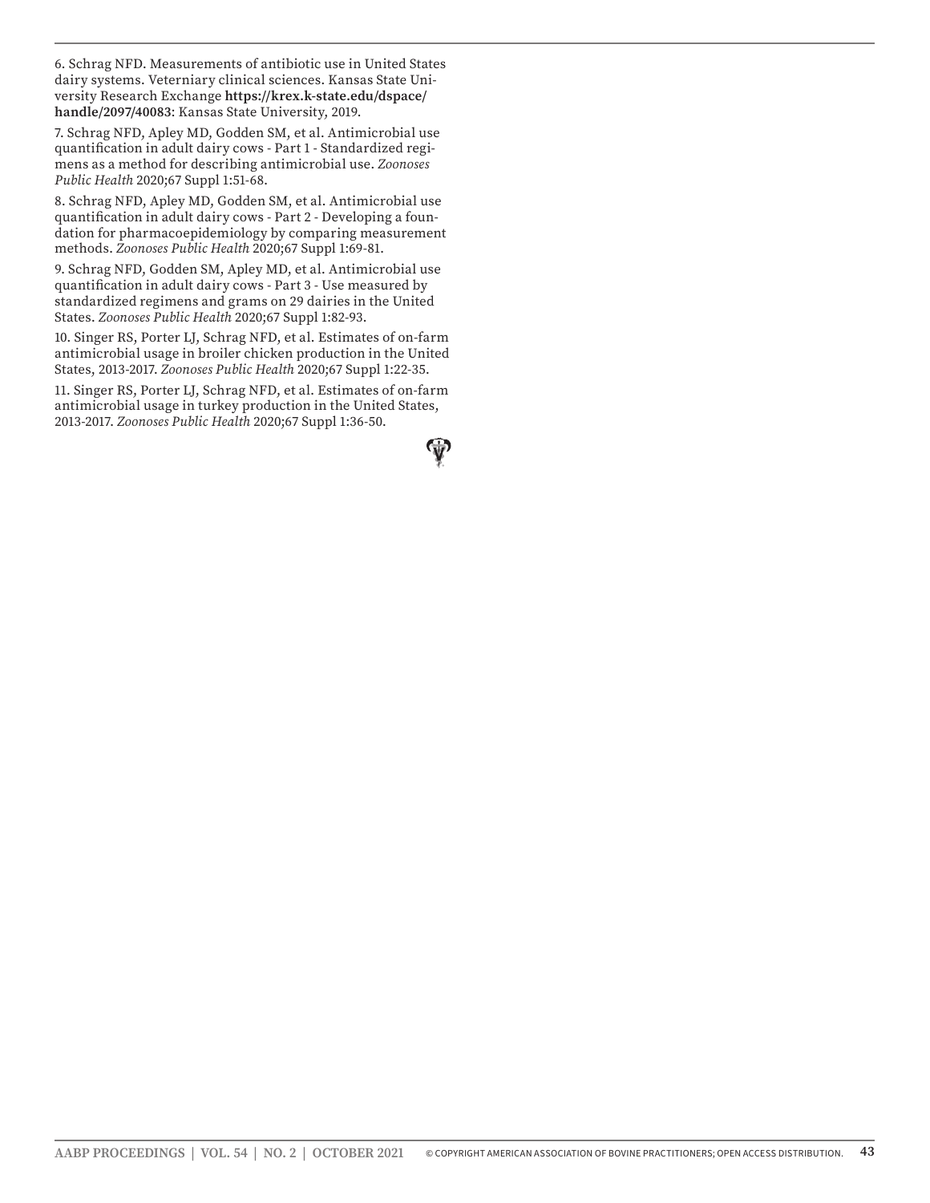6. Schrag NFD. Measurements of antibiotic use in United States dairy systems. Veterniary clinical sciences. Kansas State University Research Exchange **https://krex.k-state.edu/dspace/handle/2097/40083**: Kansas State University, 2019.

7. Schrag NFD, Apley MD, Godden SM, et al. Antimicrobial use quantification in adult dairy cows - Part 1 - Standardized regimens as a method for describing antimicrobial use. *Zoonoses Public Health* 2020;67 Suppl 1:51-68.

8. Schrag NFD, Apley MD, Godden SM, et al. Antimicrobial use quantification in adult dairy cows - Part 2 - Developing a foundation for pharmacoepidemiology by comparing measurement methods. *Zoonoses Public Health* 2020;67 Suppl 1:69-81.

9. Schrag NFD, Godden SM, Apley MD, et al. Antimicrobial use quantification in adult dairy cows - Part 3 - Use measured by standardized regimens and grams on 29 dairies in the United States. *Zoonoses Public Health* 2020;67 Suppl 1:82-93.

10. Singer RS, Porter LJ, Schrag NFD, et al. Estimates of on-farm antimicrobial usage in broiler chicken production in the United States, 2013-2017. *Zoonoses Public Health* 2020;67 Suppl 1:22-35.

11. Singer RS, Porter LJ, Schrag NFD, et al. Estimates of on-farm antimicrobial usage in turkey production in the United States, 2013-2017. *Zoonoses Public Health* 2020;67 Suppl 1:36-50.